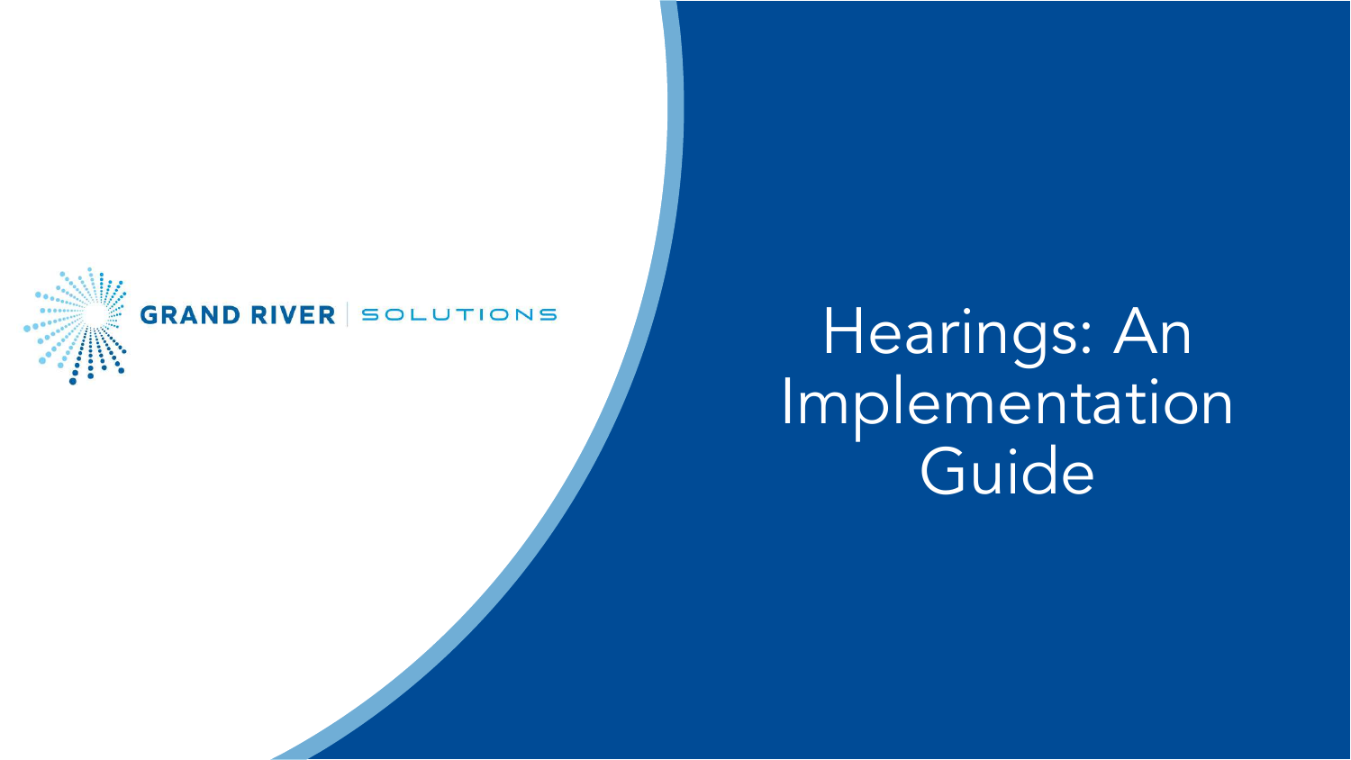GRAND RIVER | SOLUTIONS

# Hearings: An Implementation Guide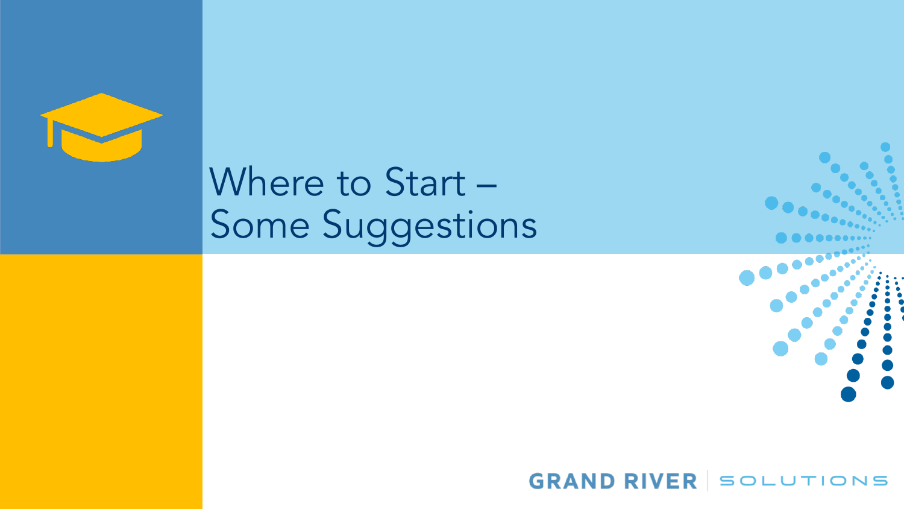# Where to Start – Some Suggestions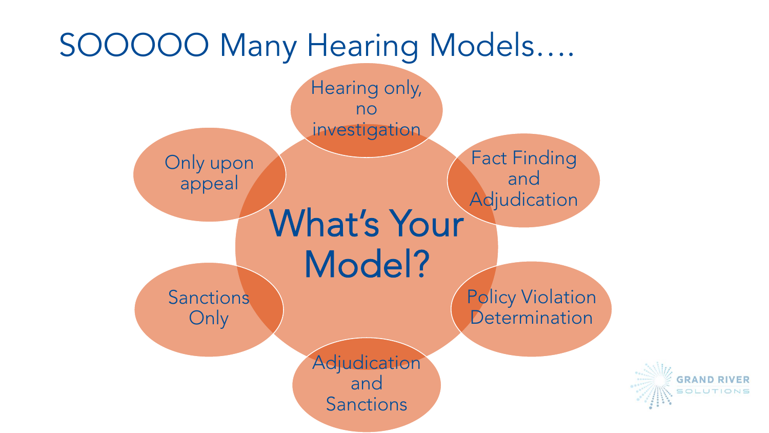# SOOOOO Many Hearing Models….

**What's Your Model?**

- Hearing only, no investigation
- Fact Finding and Adjudication
- Policy Violation Determination
- Adjudication and Sanctions
- Sanctions Only
- Only upon appeal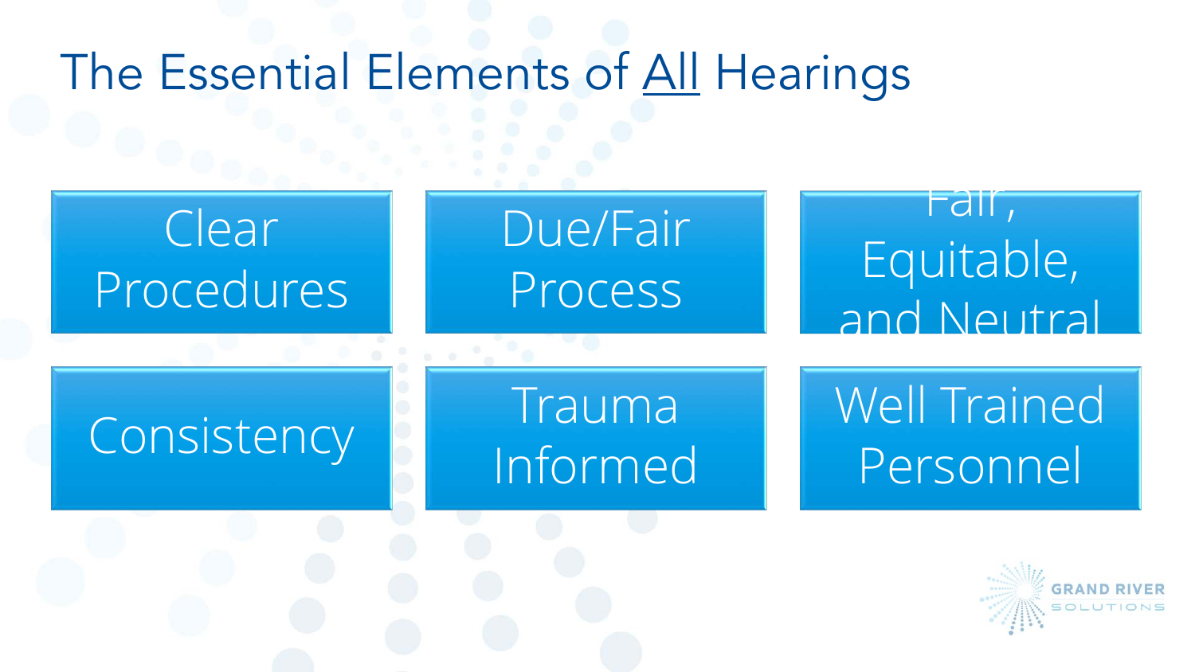# The Essential Elements of All Hearings

- Clear Procedures
- Due/Fair Process
- Fair, Equitable, and Neutral
- Consistency
- Trauma Informed
- Well Trained Personnel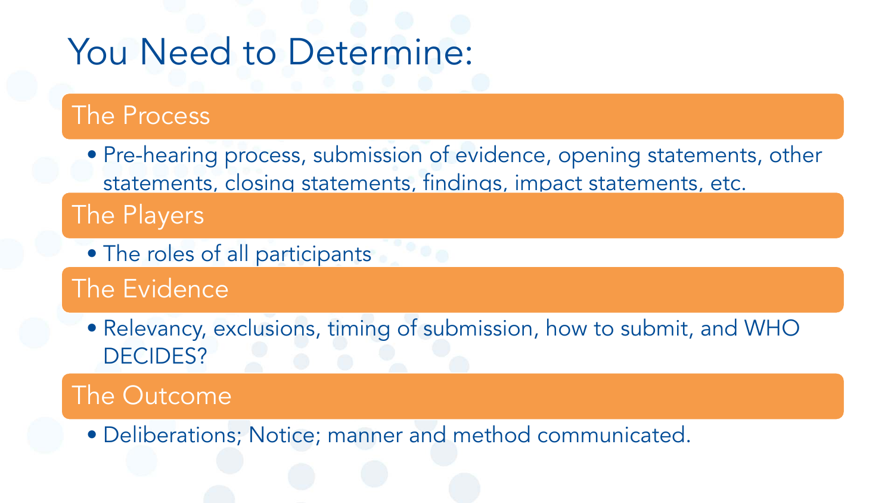# You Need to Determine:

## The Process

- Pre-hearing process, submission of evidence, opening statements, other statements, closing statements, findings, impact statements, etc.

## The Players

- The roles of all participants

## The Evidence

- Relevancy, exclusions, timing of submission, how to submit, and WHO DECIDES?

## The Outcome

- Deliberations; Notice; manner and method communicated.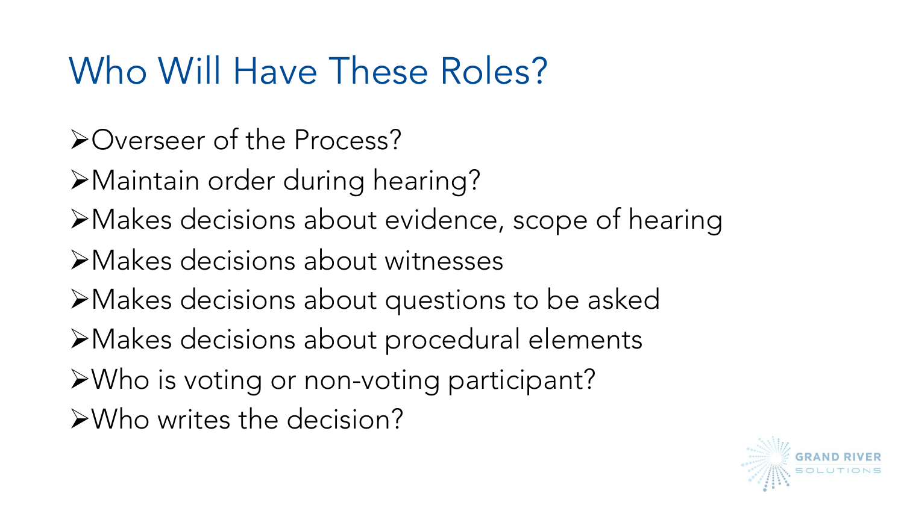# Who Will Have These Roles?

- Overseer of the Process?
- Maintain order during hearing?
- Makes decisions about evidence, scope of hearing
- Makes decisions about witnesses
- Makes decisions about questions to be asked
- Makes decisions about procedural elements
- Who is voting or non-voting participant?
- Who writes the decision?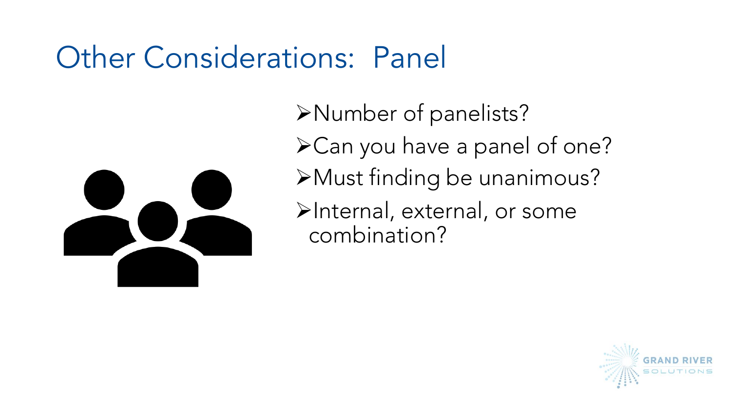# Other Considerations: Panel

- Number of panelists?
- Can you have a panel of one?
- Must finding be unanimous?
- Internal, external, or some combination?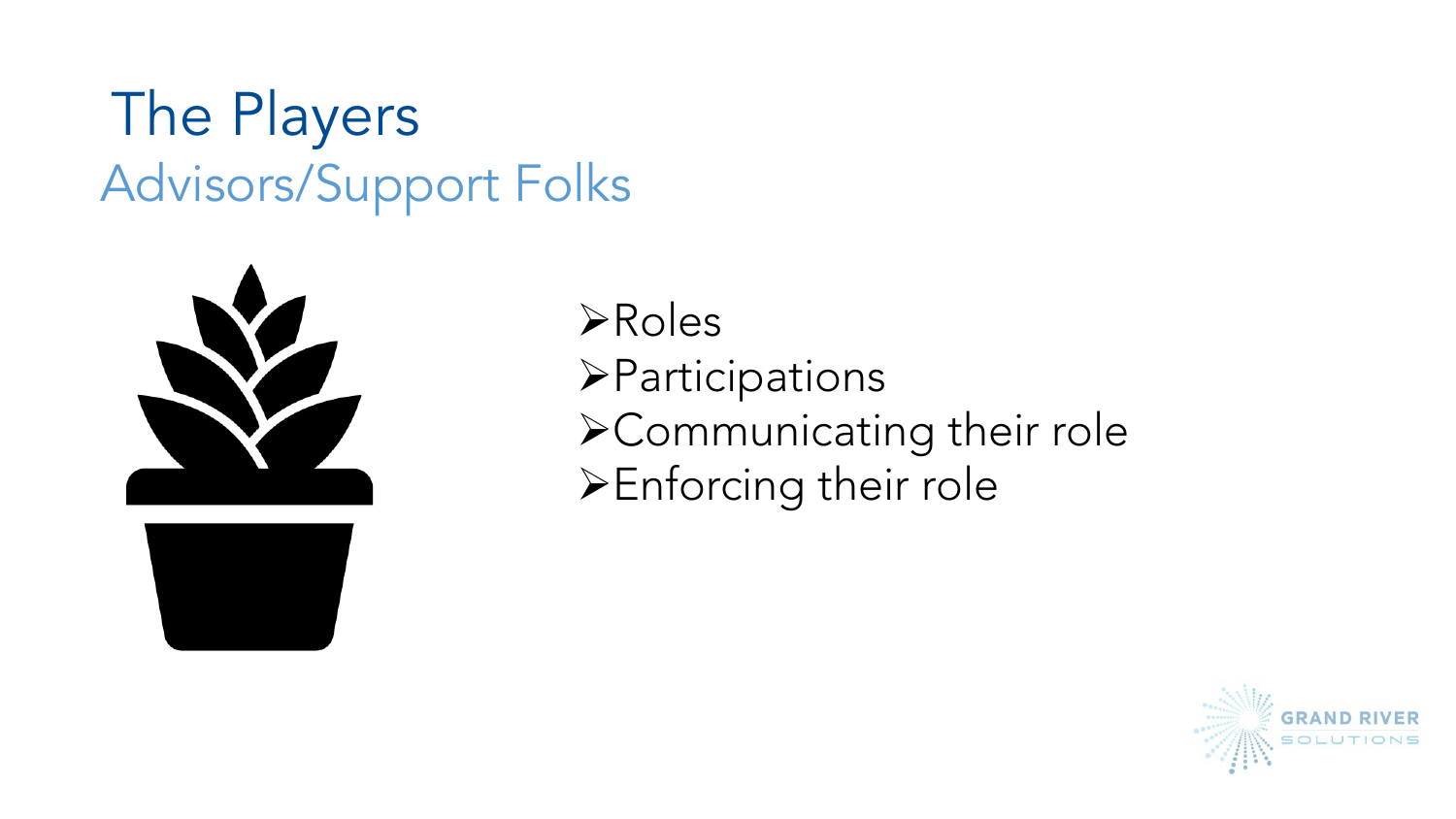# The Players

## Advisors/Support Folks

- Roles
- Participations
- Communicating their role
- Enforcing their role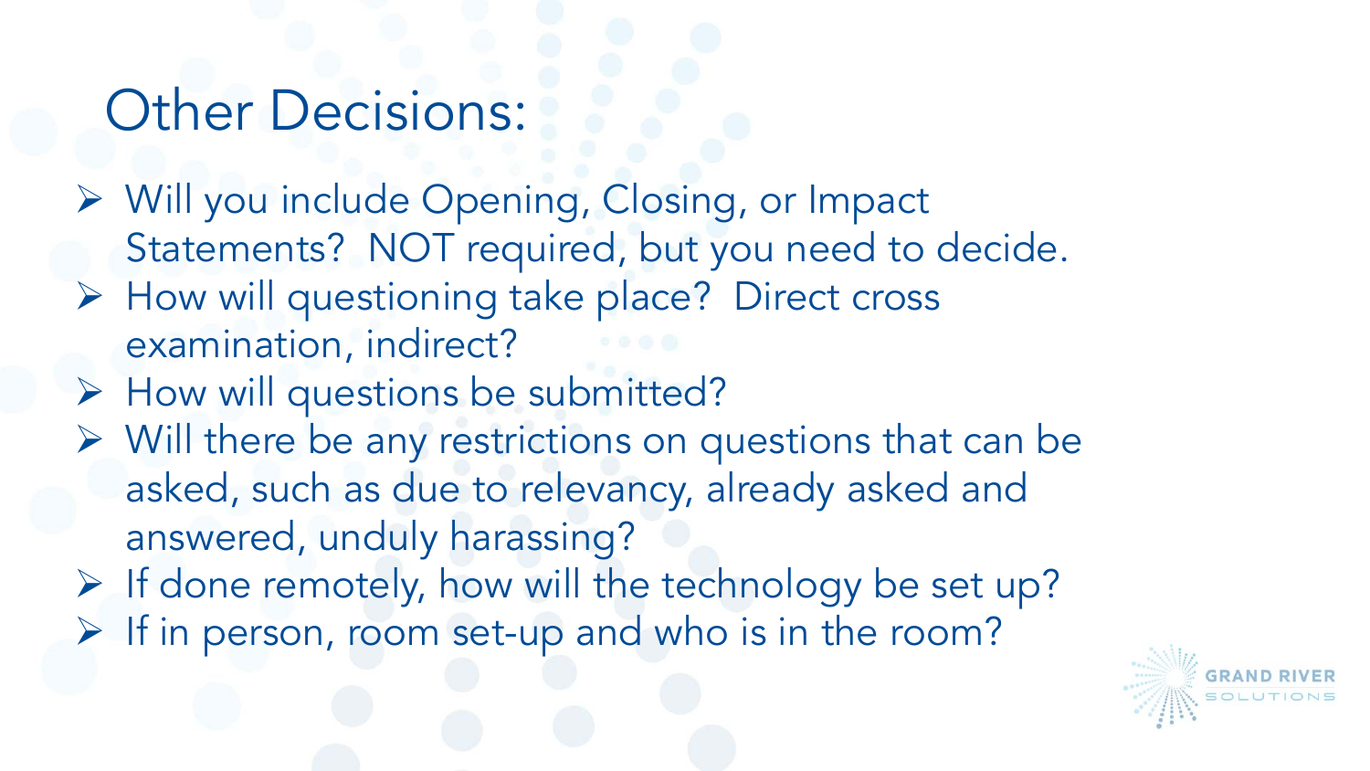# Other Decisions:

- Will you include Opening, Closing, or Impact Statements? NOT required, but you need to decide.
- How will questioning take place? Direct cross examination, indirect?
- How will questions be submitted?
- Will there be any restrictions on questions that can be asked, such as due to relevancy, already asked and answered, unduly harassing?
- If done remotely, how will the technology be set up?
- If in person, room set-up and who is in the room?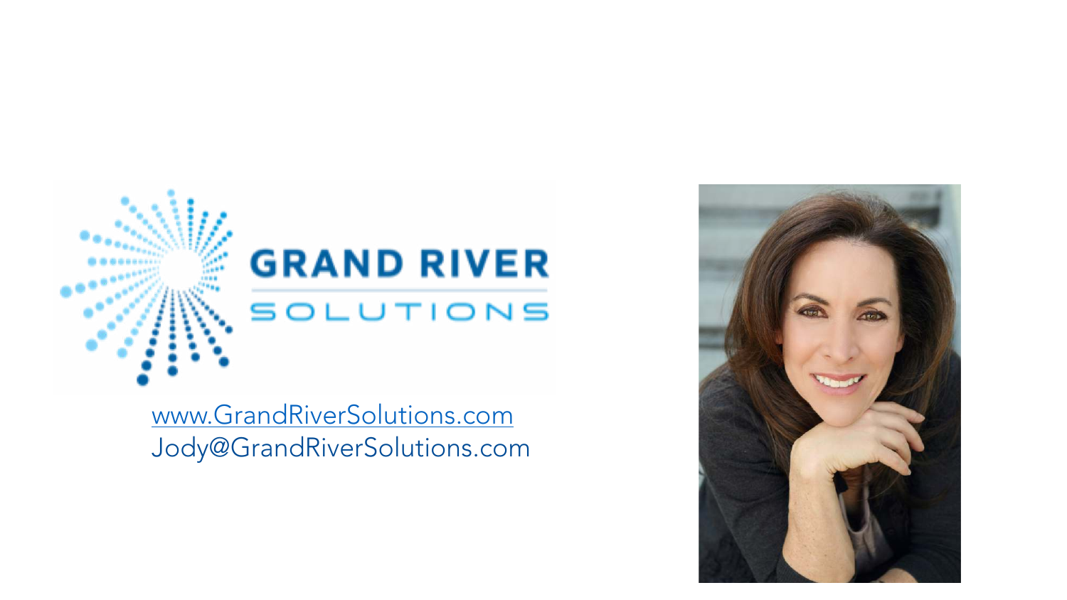GRAND RIVER SOLUTIONS

www.GrandRiverSolutions.com
Jody@GrandRiverSolutions.com